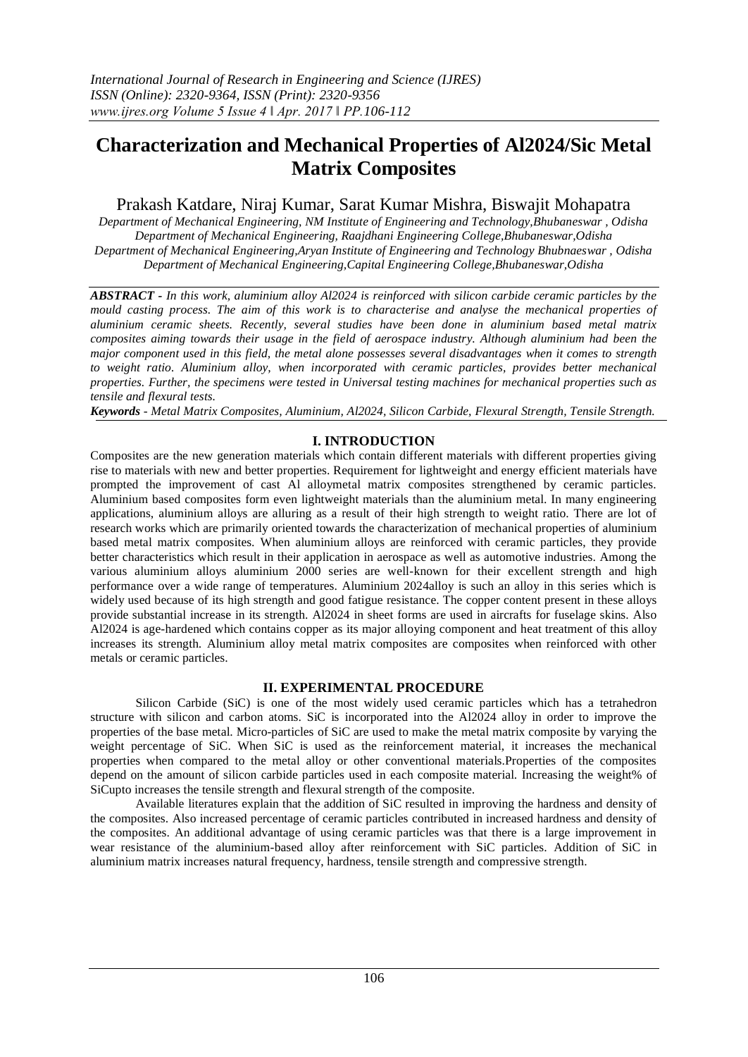# Characterization and Mechanical Properties of Al2024/Sic Metal Matrix Composites

Prakash Katdare, Niraj Kumar, Sarat Kumar Mishra, Biswajit Mohapatra

*Department of Mechanical Engineering, NM Institute of Engineering and Technology,Bhubaneswar , Odisha*
*Department of Mechanical Engineering, Raajdhani Engineering College,Bhubaneswar,Odisha*
*Department of Mechanical Engineering,Aryan Institute of Engineering and Technology Bhubnaeswar , Odisha*
*Department of Mechanical Engineering,Capital Engineering College,Bhubaneswar,Odisha*

***ABSTRACT*** *- In this work, aluminium alloy Al2024 is reinforced with silicon carbide ceramic particles by the mould casting process. The aim of this work is to characterise and analyse the mechanical properties of aluminium ceramic sheets. Recently, several studies have been done in aluminium based metal matrix composites aiming towards their usage in the field of aerospace industry. Although aluminium had been the major component used in this field, the metal alone possesses several disadvantages when it comes to strength to weight ratio. Aluminium alloy, when incorporated with ceramic particles, provides better mechanical properties. Further, the specimens were tested in Universal testing machines for mechanical properties such as tensile and flexural tests.*

***Keywords*** *- Metal Matrix Composites, Aluminium, Al2024, Silicon Carbide, Flexural Strength, Tensile Strength.*

## I. INTRODUCTION

Composites are the new generation materials which contain different materials with different properties giving rise to materials with new and better properties. Requirement for lightweight and energy efficient materials have prompted the improvement of cast Al alloymetal matrix composites strengthened by ceramic particles. Aluminium based composites form even lightweight materials than the aluminium metal. In many engineering applications, aluminium alloys are alluring as a result of their high strength to weight ratio. There are lot of research works which are primarily oriented towards the characterization of mechanical properties of aluminium based metal matrix composites. When aluminium alloys are reinforced with ceramic particles, they provide better characteristics which result in their application in aerospace as well as automotive industries. Among the various aluminium alloys aluminium 2000 series are well-known for their excellent strength and high performance over a wide range of temperatures. Aluminium 2024alloy is such an alloy in this series which is widely used because of its high strength and good fatigue resistance. The copper content present in these alloys provide substantial increase in its strength. Al2024 in sheet forms are used in aircrafts for fuselage skins. Also Al2024 is age-hardened which contains copper as its major alloying component and heat treatment of this alloy increases its strength. Aluminium alloy metal matrix composites are composites when reinforced with other metals or ceramic particles.

## II. EXPERIMENTAL PROCEDURE

Silicon Carbide (SiC) is one of the most widely used ceramic particles which has a tetrahedron structure with silicon and carbon atoms. SiC is incorporated into the Al2024 alloy in order to improve the properties of the base metal. Micro-particles of SiC are used to make the metal matrix composite by varying the weight percentage of SiC. When SiC is used as the reinforcement material, it increases the mechanical properties when compared to the metal alloy or other conventional materials.Properties of the composites depend on the amount of silicon carbide particles used in each composite material. Increasing the weight% of SiCupto increases the tensile strength and flexural strength of the composite.

Available literatures explain that the addition of SiC resulted in improving the hardness and density of the composites. Also increased percentage of ceramic particles contributed in increased hardness and density of the composites. An additional advantage of using ceramic particles was that there is a large improvement in wear resistance of the aluminium-based alloy after reinforcement with SiC particles. Addition of SiC in aluminium matrix increases natural frequency, hardness, tensile strength and compressive strength.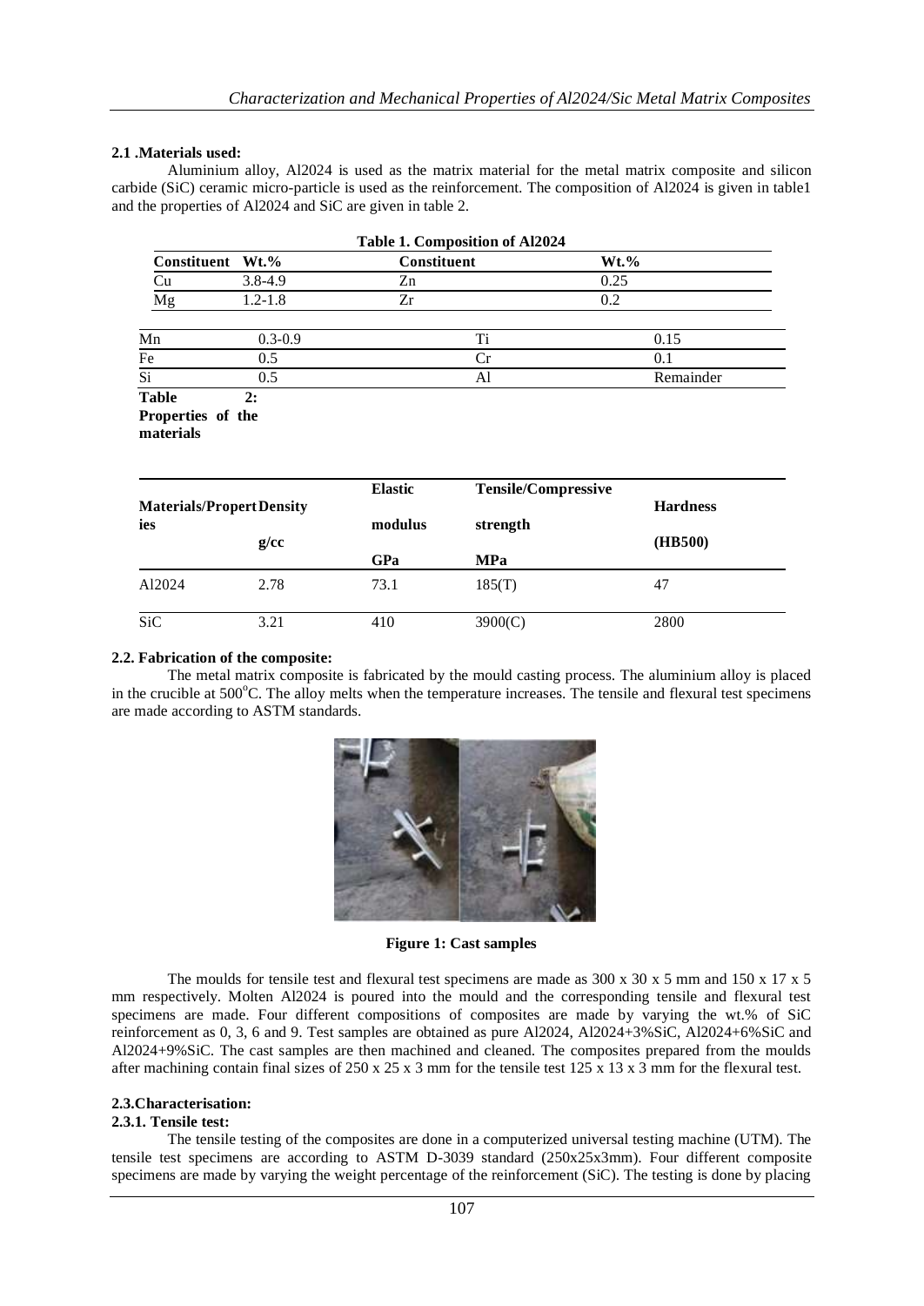### 2.1 .Materials used:

Aluminium alloy, Al2024 is used as the matrix material for the metal matrix composite and silicon carbide (SiC) ceramic micro-particle is used as the reinforcement. The composition of Al2024 is given in table1 and the properties of Al2024 and SiC are given in table 2.

**Table 1. Composition of Al2024**

| Constituent | Wt.% | Constituent | Wt.% |
|---|---|---|---|
| Cu | 3.8-4.9 | Zn | 0.25 |
| Mg | 1.2-1.8 | Zr | 0.2 |
| Mn | 0.3-0.9 | Ti | 0.15 |
| Fe | 0.5 | Cr | 0.1 |
| Si | 0.5 | Al | Remainder |

**Table 2: Properties of the materials**

| Materials/Properties | Density g/cc | Elastic modulus GPa | Tensile/Compressive strength MPa | Hardness (HB500) |
|---|---|---|---|---|
| Al2024 | 2.78 | 73.1 | 185(T) | 47 |
| SiC | 3.21 | 410 | 3900(C) | 2800 |

### 2.2. Fabrication of the composite:

The metal matrix composite is fabricated by the mould casting process. The aluminium alloy is placed in the crucible at 500°C. The alloy melts when the temperature increases. The tensile and flexural test specimens are made according to ASTM standards.

**Figure 1: Cast samples**

The moulds for tensile test and flexural test specimens are made as 300 x 30 x 5 mm and 150 x 17 x 5 mm respectively. Molten Al2024 is poured into the mould and the corresponding tensile and flexural test specimens are made. Four different compositions of composites are made by varying the wt.% of SiC reinforcement as 0, 3, 6 and 9. Test samples are obtained as pure Al2024, Al2024+3%SiC, Al2024+6%SiC and Al2024+9%SiC. The cast samples are then machined and cleaned. The composites prepared from the moulds after machining contain final sizes of 250 x 25 x 3 mm for the tensile test 125 x 13 x 3 mm for the flexural test.

### 2.3.Characterisation:

#### 2.3.1. Tensile test:

The tensile testing of the composites are done in a computerized universal testing machine (UTM). The tensile test specimens are according to ASTM D-3039 standard (250x25x3mm). Four different composite specimens are made by varying the weight percentage of the reinforcement (SiC). The testing is done by placing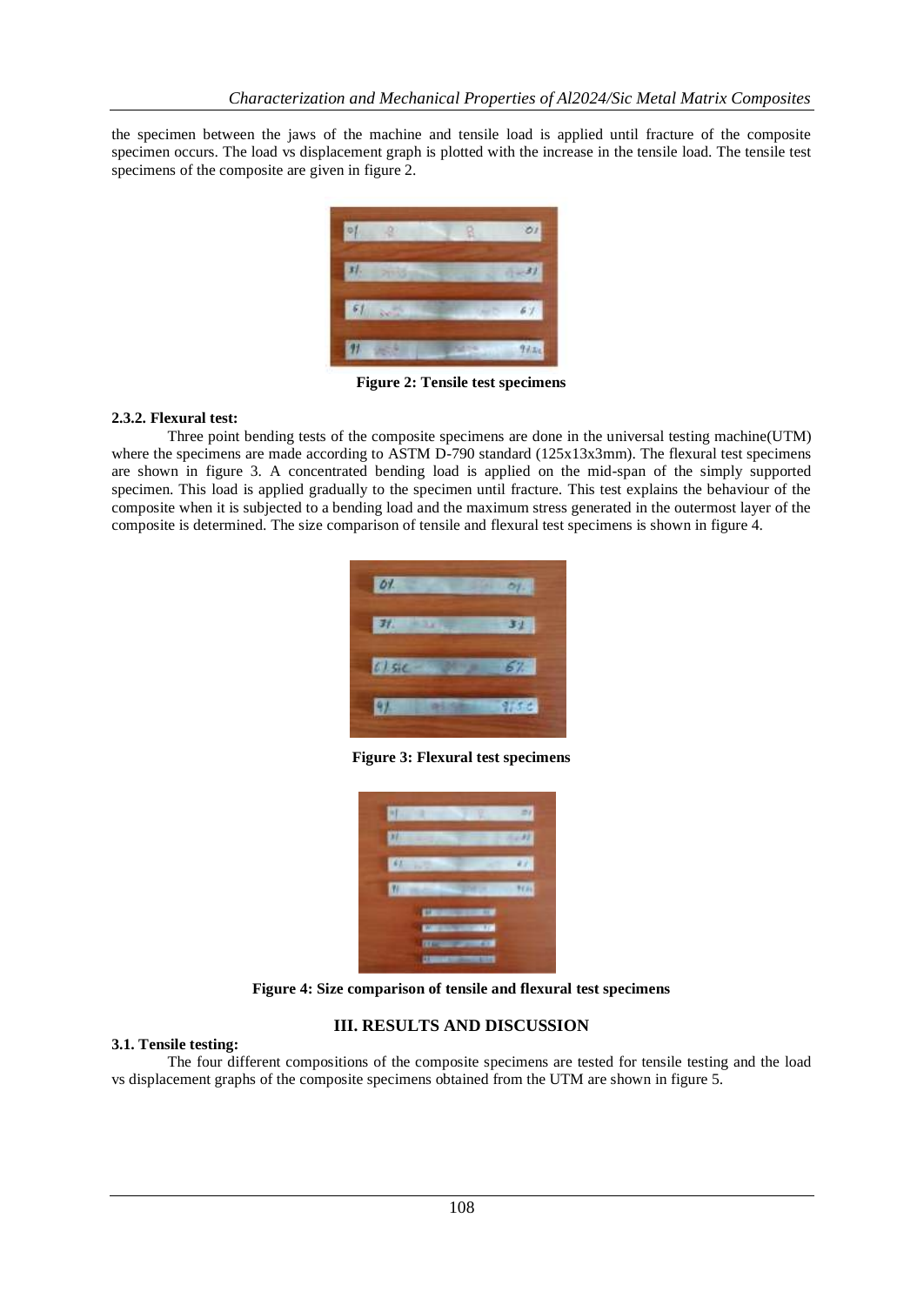the specimen between the jaws of the machine and tensile load is applied until fracture of the composite specimen occurs. The load vs displacement graph is plotted with the increase in the tensile load. The tensile test specimens of the composite are given in figure 2.

**Figure 2: Tensile test specimens**

### 2.3.2. Flexural test:

Three point bending tests of the composite specimens are done in the universal testing machine(UTM) where the specimens are made according to ASTM D-790 standard (125x13x3mm). The flexural test specimens are shown in figure 3. A concentrated bending load is applied on the mid-span of the simply supported specimen. This load is applied gradually to the specimen until fracture. This test explains the behaviour of the composite when it is subjected to a bending load and the maximum stress generated in the outermost layer of the composite is determined. The size comparison of tensile and flexural test specimens is shown in figure 4.

**Figure 3: Flexural test specimens**

**Figure 4: Size comparison of tensile and flexural test specimens**

## III. RESULTS AND DISCUSSION

### 3.1. Tensile testing:

The four different compositions of the composite specimens are tested for tensile testing and the load vs displacement graphs of the composite specimens obtained from the UTM are shown in figure 5.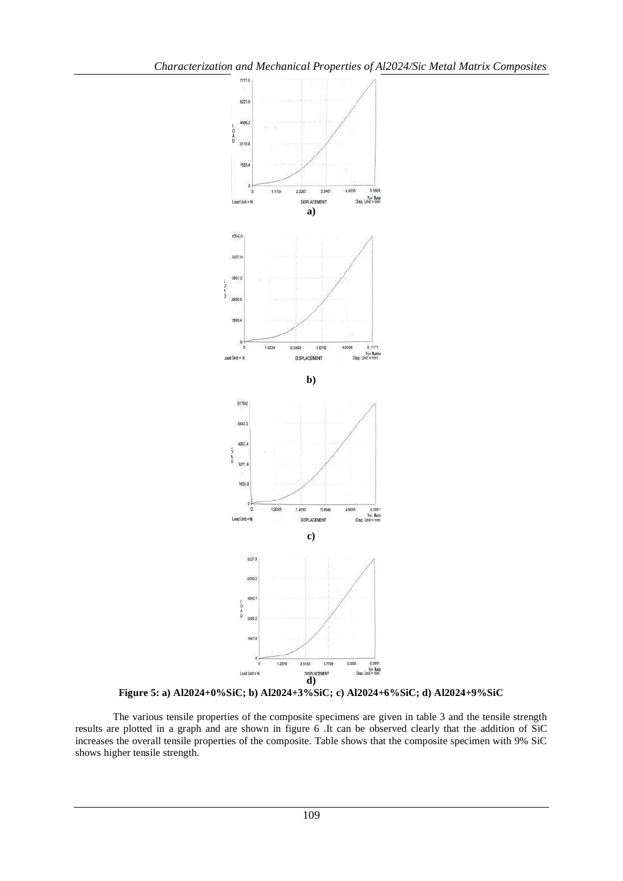**Figure 5: a) Al2024+0%SiC; b) Al2024+3%SiC; c) Al2024+6%SiC; d) Al2024+9%SiC**

The various tensile properties of the composite specimens are given in table 3 and the tensile strength results are plotted in a graph and are shown in figure 6 .It can be observed clearly that the addition of SiC increases the overall tensile properties of the composite. Table shows that the composite specimen with 9% SiC shows higher tensile strength.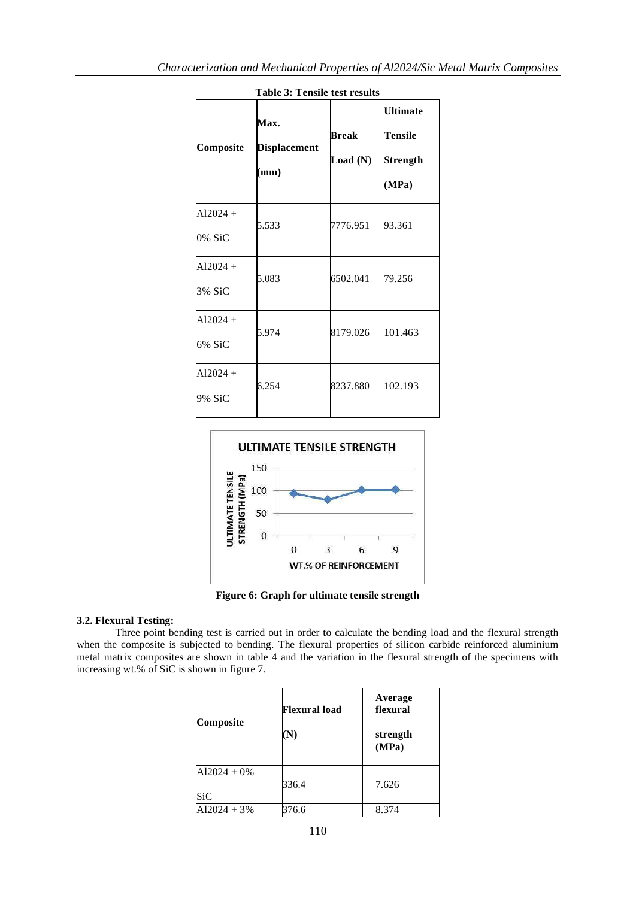**Table 3: Tensile test results**

| Composite | Max. Displacement (mm) | Break Load (N) | Ultimate Tensile Strength (MPa) |
|---|---|---|---|
| Al2024 + 0% SiC | 5.533 | 7776.951 | 93.361 |
| Al2024 + 3% SiC | 5.083 | 6502.041 | 79.256 |
| Al2024 + 6% SiC | 5.974 | 8179.026 | 101.463 |
| Al2024 + 9% SiC | 6.254 | 8237.880 | 102.193 |

**Figure 6: Graph for ultimate tensile strength**

### 3.2. Flexural Testing:

Three point bending test is carried out in order to calculate the bending load and the flexural strength when the composite is subjected to bending. The flexural properties of silicon carbide reinforced aluminium metal matrix composites are shown in table 4 and the variation in the flexural strength of the specimens with increasing wt.% of SiC is shown in figure 7.

| Composite | Flexural load (N) | Average flexural strength (MPa) |
|---|---|---|
| Al2024 + 0% SiC | 336.4 | 7.626 |
| Al2024 + 3% | 376.6 | 8.374 |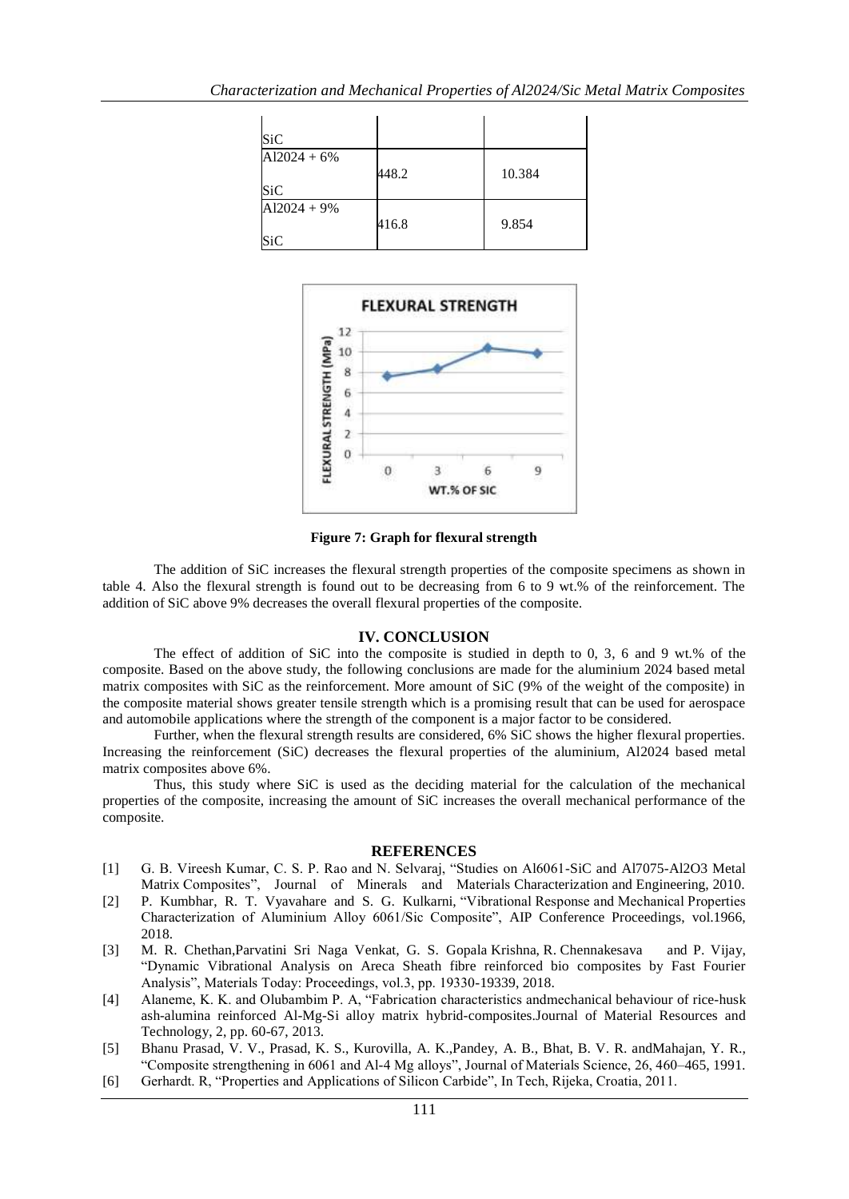| | | |
|---|---|---|
| SiC | | |
| Al2024 + 6% SiC | 448.2 | 10.384 |
| Al2024 + 9% SiC | 416.8 | 9.854 |

**Figure 7: Graph for flexural strength**

The addition of SiC increases the flexural strength properties of the composite specimens as shown in table 4. Also the flexural strength is found out to be decreasing from 6 to 9 wt.% of the reinforcement. The addition of SiC above 9% decreases the overall flexural properties of the composite.

## IV. CONCLUSION

The effect of addition of SiC into the composite is studied in depth to 0, 3, 6 and 9 wt.% of the composite. Based on the above study, the following conclusions are made for the aluminium 2024 based metal matrix composites with SiC as the reinforcement. More amount of SiC (9% of the weight of the composite) in the composite material shows greater tensile strength which is a promising result that can be used for aerospace and automobile applications where the strength of the component is a major factor to be considered.

Further, when the flexural strength results are considered, 6% SiC shows the higher flexural properties. Increasing the reinforcement (SiC) decreases the flexural properties of the aluminium, Al2024 based metal matrix composites above 6%.

Thus, this study where SiC is used as the deciding material for the calculation of the mechanical properties of the composite, increasing the amount of SiC increases the overall mechanical performance of the composite.

## REFERENCES

[1] G. B. Vireesh Kumar, C. S. P. Rao and N. Selvaraj, "Studies on Al6061-SiC and Al7075-Al2O3 Metal Matrix Composites", Journal of Minerals and Materials Characterization and Engineering, 2010.

[2] P. Kumbhar, R. T. Vyavahare and S. G. Kulkarni, "Vibrational Response and Mechanical Properties Characterization of Aluminium Alloy 6061/Sic Composite", AIP Conference Proceedings, vol.1966, 2018.

[3] M. R. Chethan,Parvatini Sri Naga Venkat, G. S. Gopala Krishna, R. Chennakesava and P. Vijay, "Dynamic Vibrational Analysis on Areca Sheath fibre reinforced bio composites by Fast Fourier Analysis", Materials Today: Proceedings, vol.3, pp. 19330-19339, 2018.

[4] Alaneme, K. K. and Olubambim P. A, "Fabrication characteristics andmechanical behaviour of rice-husk ash-alumina reinforced Al-Mg-Si alloy matrix hybrid-composites.Journal of Material Resources and Technology, 2, pp. 60-67, 2013.

[5] Bhanu Prasad, V. V., Prasad, K. S., Kurovilla, A. K.,Pandey, A. B., Bhat, B. V. R. andMahajan, Y. R., "Composite strengthening in 6061 and Al-4 Mg alloys", Journal of Materials Science, 26, 460–465, 1991.

[6] Gerhardt. R, "Properties and Applications of Silicon Carbide", In Tech, Rijeka, Croatia, 2011.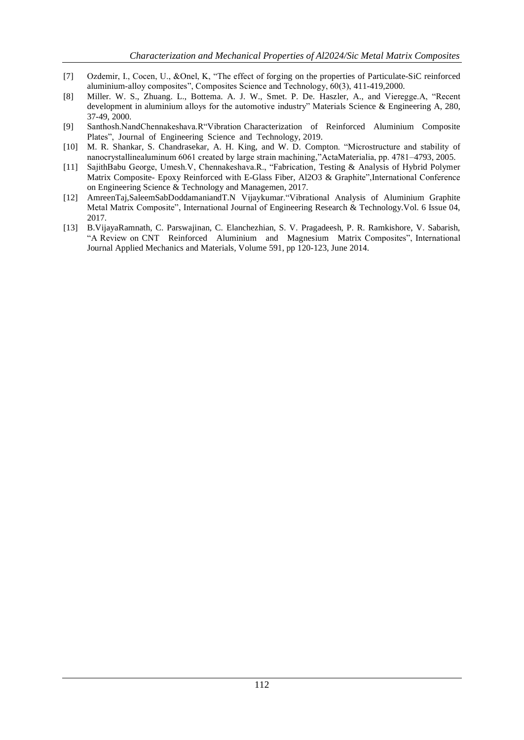[7] Ozdemir, I., Cocen, U., &Onel, K, "The effect of forging on the properties of Particulate-SiC reinforced aluminium-alloy composites", Composites Science and Technology, 60(3), 411-419,2000.

[8] Miller. W. S., Zhuang. L., Bottema. A. J. W., Smet. P. De. Haszler, A., and Vieregge.A, "Recent development in aluminium alloys for the automotive industry" Materials Science & Engineering A, 280, 37-49, 2000.

[9] Santhosh.NandChennakeshava.R"Vibration Characterization of Reinforced Aluminium Composite Plates", Journal of Engineering Science and Technology, 2019.

[10] M. R. Shankar, S. Chandrasekar, A. H. King, and W. D. Compton. "Microstructure and stability of nanocrystallinealuminum 6061 created by large strain machining,"ActaMaterialia, pp. 4781–4793, 2005.

[11] SajithBabu George, Umesh.V, Chennakeshava.R., "Fabrication, Testing & Analysis of Hybrid Polymer Matrix Composite- Epoxy Reinforced with E-Glass Fiber, Al2O3 & Graphite",International Conference on Engineering Science & Technology and Managemen, 2017.

[12] AmreenTaj,SaleemSabDoddamaniandT.N Vijaykumar."Vibrational Analysis of Aluminium Graphite Metal Matrix Composite", International Journal of Engineering Research & Technology.Vol. 6 Issue 04, 2017.

[13] B.VijayaRamnath, C. Parswajinan, C. Elanchezhian, S. V. Pragadeesh, P. R. Ramkishore, V. Sabarish, "A Review on CNT Reinforced Aluminium and Magnesium Matrix Composites", International Journal Applied Mechanics and Materials, Volume 591, pp 120-123, June 2014.